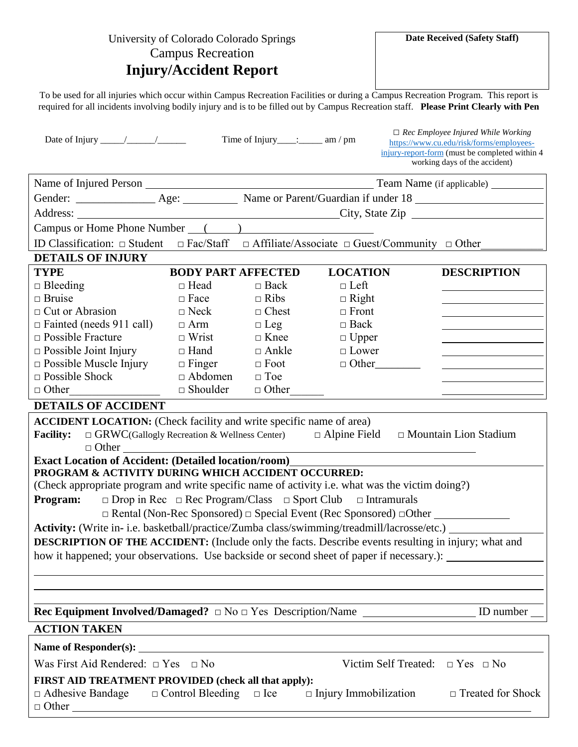University of Colorado Colorado Springs
Campus Recreation
# Injury/Accident Report

**Date Received (Safety Staff)**

To be used for all injuries which occur within Campus Recreation Facilities or during a Campus Recreation Program. This report is required for all incidents involving bodily injury and is to be filled out by Campus Recreation staff. **Please Print Clearly with Pen**

Date of Injury _____/______/______ Time of Injury____:_____ am / pm

□ *Rec Employee Injured While Working* https://www.cu.edu/risk/forms/employees-injury-report-form (must be completed within 4 working days of the accident)

Name of Injured Person ______________________________ Team Name (if applicable) __________

Gender: ______________ Age: __________ Name or Parent/Guardian if under 18 ______________________

Address: ______________________________ City, State Zip ______________________

Campus or Home Phone Number ( )______________________

ID Classification: □ Student □ Fac/Staff □ Affiliate/Associate □ Guest/Community □ Other__________

## DETAILS OF INJURY

| TYPE | BODY PART AFFECTED | | LOCATION | DESCRIPTION |
|---|---|---|---|---|
| □ Bleeding | □ Head | □ Back | □ Left | ________ |
| □ Bruise | □ Face | □ Ribs | □ Right | ________ |
| □ Cut or Abrasion | □ Neck | □ Chest | □ Front | ________ |
| □ Fainted (needs 911 call) | □ Arm | □ Leg | □ Back | ________ |
| □ Possible Fracture | □ Wrist | □ Knee | □ Upper | ________ |
| □ Possible Joint Injury | □ Hand | □ Ankle | □ Lower | ________ |
| □ Possible Muscle Injury | □ Finger | □ Foot | □ Other________ | ________ |
| □ Possible Shock | □ Abdomen | □ Toe | | ________ |
| □ Other________ | □ Shoulder | □ Other______ | | ________ |

## DETAILS OF ACCIDENT

**ACCIDENT LOCATION:** (Check facility and write specific name of area)

**Facility:** □ GRWC(Gallogly Recreation & Wellness Center) □ Alpine Field □ Mountain Lion Stadium
□ Other ______________________________

**Exact Location of Accident: (Detailed location/room)**______________________________

**PROGRAM & ACTIVITY DURING WHICH ACCIDENT OCCURRED:**
(Check appropriate program and write specific name of activity i.e. what was the victim doing?)

**Program:** □ Drop in Rec □ Rec Program/Class □ Sport Club □ Intramurals
□ Rental (Non-Rec Sponsored) □ Special Event (Rec Sponsored) □Other ______________

**Activity:** (Write in- i.e. basketball/practice/Zumba class/swimming/treadmill/lacrosse/etc.) ________________

**DESCRIPTION OF THE ACCIDENT:** (Include only the facts. Describe events resulting in injury; what and how it happened; your observations. Use backside or second sheet of paper if necessary.): ________________

______________________________

______________________________

______________________________

**Rec Equipment Involved/Damaged?** □ No □ Yes Description/Name ____________________ ID number ___

## ACTION TAKEN

**Name of Responder(s):** ______________________________

Was First Aid Rendered: □ Yes □ No Victim Self Treated: □ Yes □ No

**FIRST AID TREATMENT PROVIDED (check all that apply):**
□ Adhesive Bandage □ Control Bleeding □ Ice □ Injury Immobilization □ Treated for Shock
□ Other ______________________________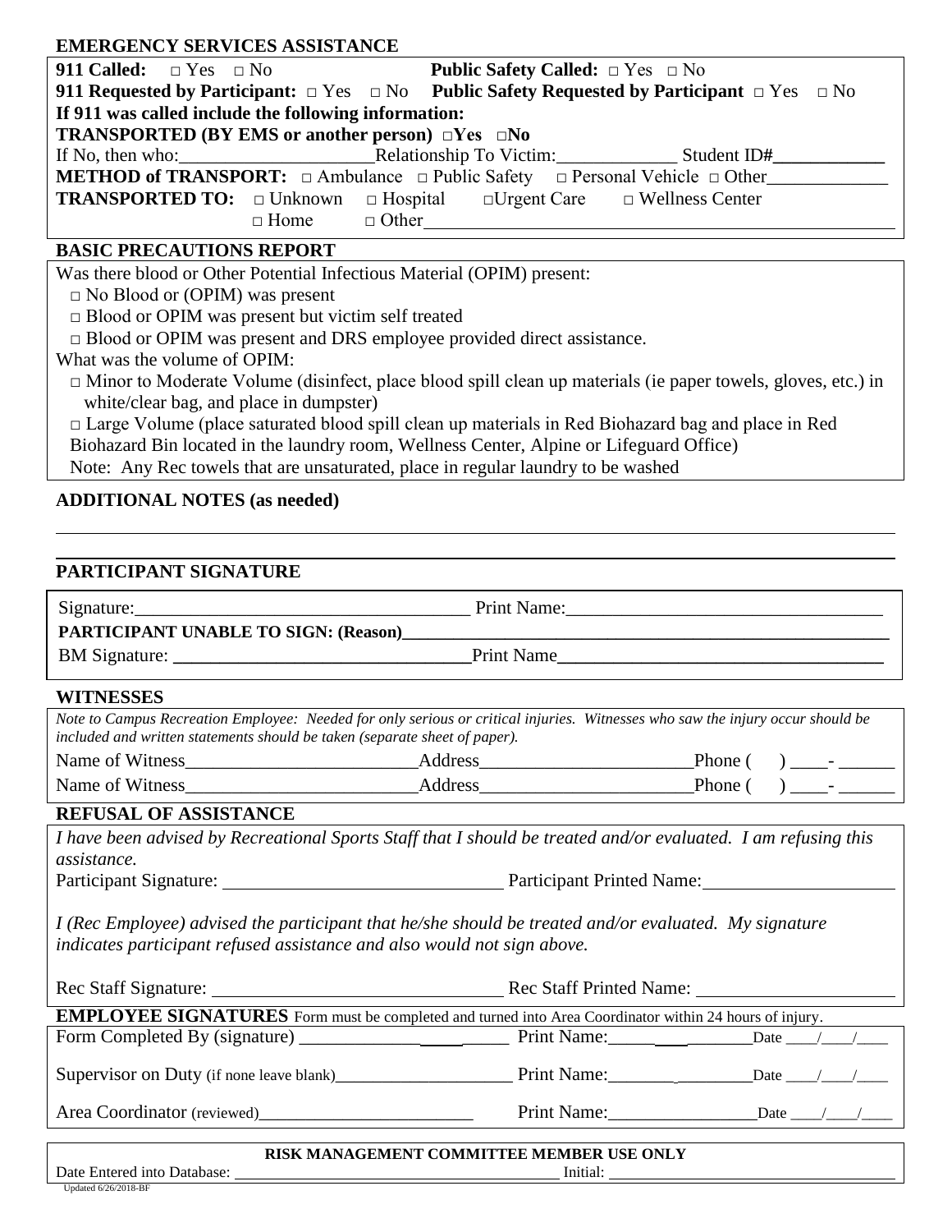## EMERGENCY SERVICES ASSISTANCE

**911 Called:** □ Yes □ No **Public Safety Called:** □ Yes □ No
**911 Requested by Participant:** □ Yes □ No **Public Safety Requested by Participant** □ Yes □ No
**If 911 was called include the following information:**
**TRANSPORTED (BY EMS or another person)** □**Yes** □**No**
If No, then who:____________________Relationship To Victim:____________ Student ID#____________
**METHOD of TRANSPORT:** □ Ambulance □ Public Safety □ Personal Vehicle □ Other____________
**TRANSPORTED TO:** □ Unknown □ Hospital □Urgent Care □ Wellness Center
□ Home □ Other________________________________________________

## BASIC PRECAUTIONS REPORT

Was there blood or Other Potential Infectious Material (OPIM) present:
□ No Blood or (OPIM) was present
□ Blood or OPIM was present but victim self treated
□ Blood or OPIM was present and DRS employee provided direct assistance.
What was the volume of OPIM:
□ Minor to Moderate Volume (disinfect, place blood spill clean up materials (ie paper towels, gloves, etc.) in white/clear bag, and place in dumpster)
□ Large Volume (place saturated blood spill clean up materials in Red Biohazard bag and place in Red Biohazard Bin located in the laundry room, Wellness Center, Alpine or Lifeguard Office)
Note: Any Rec towels that are unsaturated, place in regular laundry to be washed

## ADDITIONAL NOTES (as needed)

________________________________________________________________________________

________________________________________________________________________________

## PARTICIPANT SIGNATURE

Signature:_________________________________ Print Name:_________________________________
**PARTICIPANT UNABLE TO SIGN: (Reason)**_______________________________________________
BM Signature: ______________________________Print Name_________________________________

## WITNESSES

*Note to Campus Recreation Employee: Needed for only serious or critical injuries. Witnesses who saw the injury occur should be included and written statements should be taken (separate sheet of paper).*

Name of Witness________________________Address______________________Phone ( ) ____- ______
Name of Witness________________________Address______________________Phone ( ) ____- ______

## REFUSAL OF ASSISTANCE

*I have been advised by Recreational Sports Staff that I should be treated and/or evaluated. I am refusing this assistance.*

Participant Signature: ____________________________ Participant Printed Name:___________________

*I (Rec Employee) advised the participant that he/she should be treated and/or evaluated. My signature indicates participant refused assistance and also would not sign above.*

Rec Staff Signature: ______________________________ Rec Staff Printed Name: _____________________

## EMPLOYEE SIGNATURES Form must be completed and turned into Area Coordinator within 24 hours of injury.

Form Completed By (signature) ____________________ Print Name:________________Date ____/____/____

Supervisor on Duty (if none leave blank)_________________ Print Name:________________Date ____/____/____

Area Coordinator (reviewed)______________________ Print Name:________________Date ____/____/____

**RISK MANAGEMENT COMMITTEE MEMBER USE ONLY**

Date Entered into Database: ______________________________________ Initial: ______________________

Updated 6/26/2018-BF